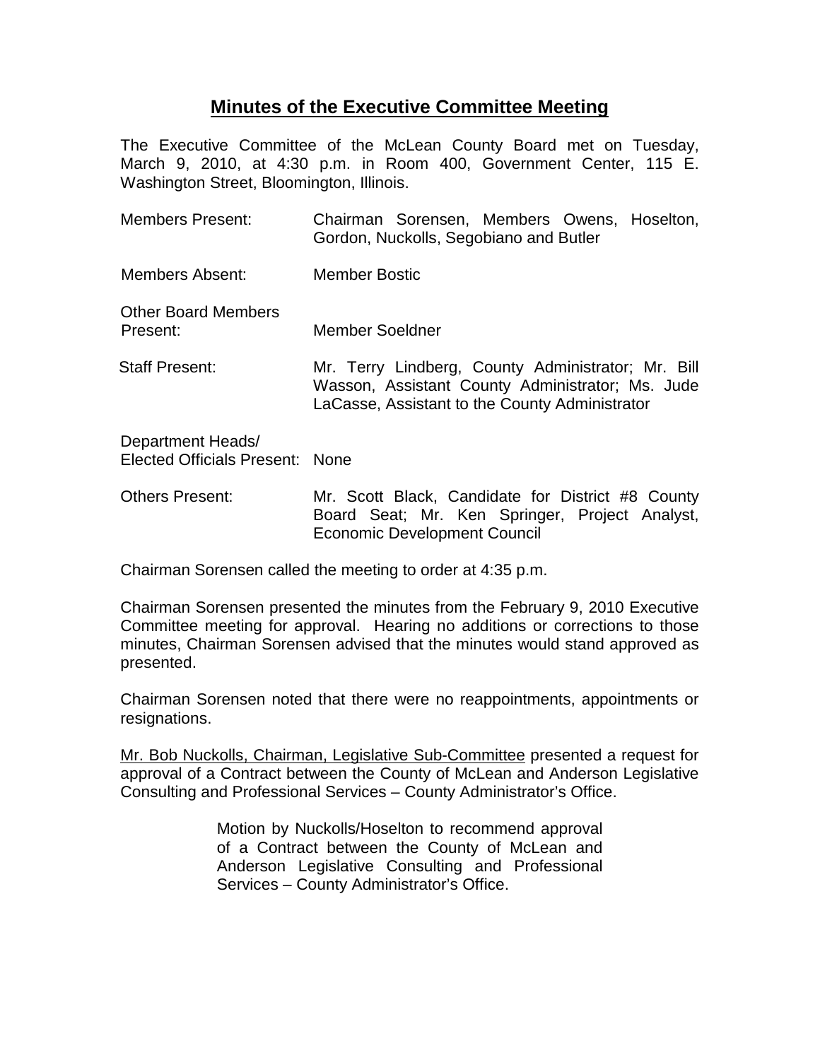# Minutes of the Executive Committee Meeting

The Executive Committee of the McLean County Board met on Tuesday, March 9, 2010, at 4:30 p.m. in Room 400, Government Center, 115 E. Washington Street, Bloomington, Illinois.

| | |
|---|---|
| Members Present: | Chairman Sorensen, Members Owens, Hoselton, Gordon, Nuckolls, Segobiano and Butler |
| Members Absent: | Member Bostic |
| Other Board Members Present: | Member Soeldner |
| Staff Present: | Mr. Terry Lindberg, County Administrator; Mr. Bill Wasson, Assistant County Administrator; Ms. Jude LaCasse, Assistant to the County Administrator |
| Department Heads/ Elected Officials Present: | None |
| Others Present: | Mr. Scott Black, Candidate for District #8 County Board Seat; Mr. Ken Springer, Project Analyst, Economic Development Council |

Chairman Sorensen called the meeting to order at 4:35 p.m.

Chairman Sorensen presented the minutes from the February 9, 2010 Executive Committee meeting for approval. Hearing no additions or corrections to those minutes, Chairman Sorensen advised that the minutes would stand approved as presented.

Chairman Sorensen noted that there were no reappointments, appointments or resignations.

Mr. Bob Nuckolls, Chairman, Legislative Sub-Committee presented a request for approval of a Contract between the County of McLean and Anderson Legislative Consulting and Professional Services – County Administrator's Office.

> Motion by Nuckolls/Hoselton to recommend approval of a Contract between the County of McLean and Anderson Legislative Consulting and Professional Services – County Administrator's Office.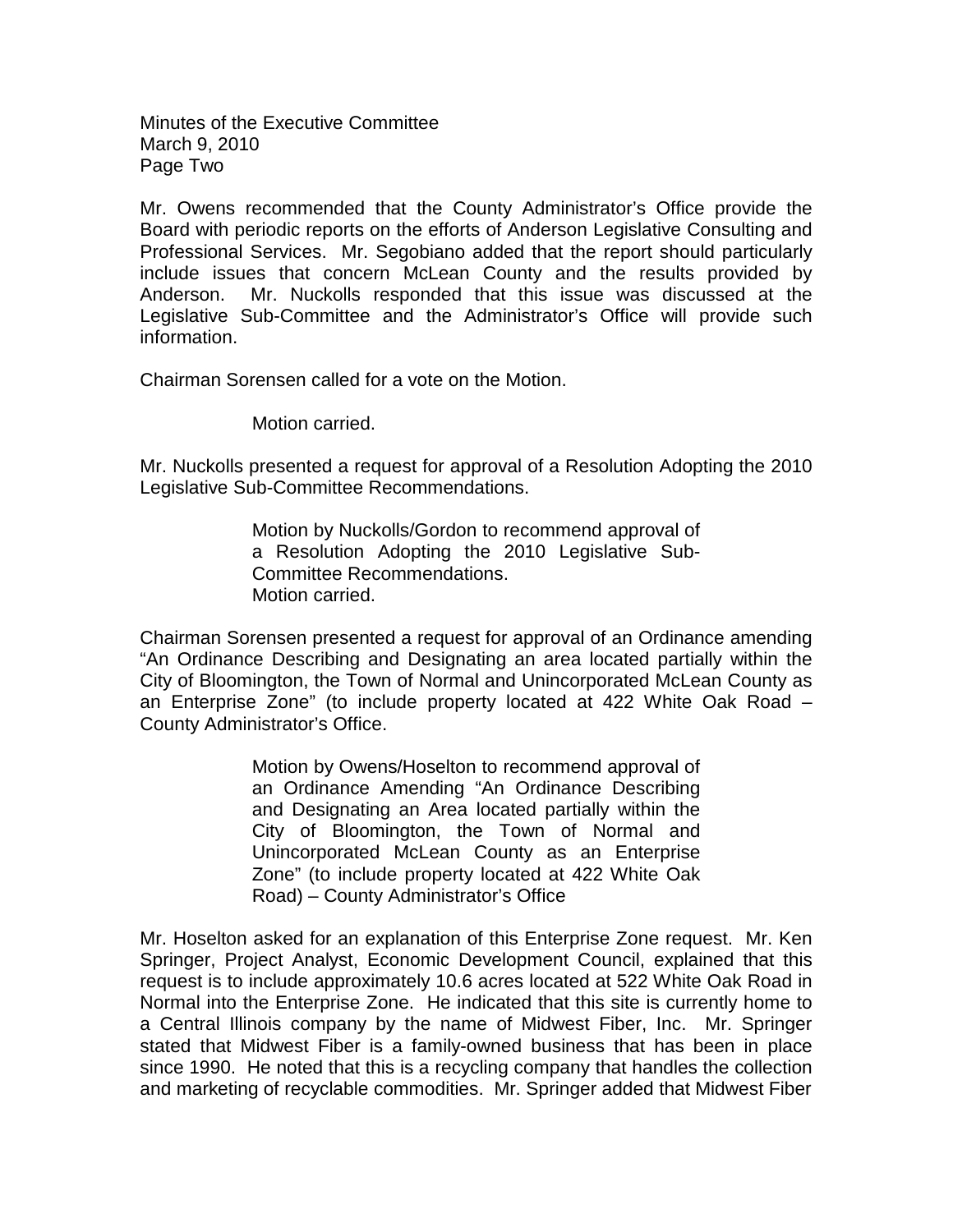Mr. Owens recommended that the County Administrator's Office provide the Board with periodic reports on the efforts of Anderson Legislative Consulting and Professional Services. Mr. Segobiano added that the report should particularly include issues that concern McLean County and the results provided by Anderson. Mr. Nuckolls responded that this issue was discussed at the Legislative Sub-Committee and the Administrator's Office will provide such information.

Chairman Sorensen called for a vote on the Motion.

> Motion carried.

Mr. Nuckolls presented a request for approval of a Resolution Adopting the 2010 Legislative Sub-Committee Recommendations.

> Motion by Nuckolls/Gordon to recommend approval of a Resolution Adopting the 2010 Legislative Sub-Committee Recommendations.
> Motion carried.

Chairman Sorensen presented a request for approval of an Ordinance amending "An Ordinance Describing and Designating an area located partially within the City of Bloomington, the Town of Normal and Unincorporated McLean County as an Enterprise Zone" (to include property located at 422 White Oak Road – County Administrator's Office.

> Motion by Owens/Hoselton to recommend approval of an Ordinance Amending "An Ordinance Describing and Designating an Area located partially within the City of Bloomington, the Town of Normal and Unincorporated McLean County as an Enterprise Zone" (to include property located at 422 White Oak Road) – County Administrator's Office

Mr. Hoselton asked for an explanation of this Enterprise Zone request. Mr. Ken Springer, Project Analyst, Economic Development Council, explained that this request is to include approximately 10.6 acres located at 522 White Oak Road in Normal into the Enterprise Zone. He indicated that this site is currently home to a Central Illinois company by the name of Midwest Fiber, Inc. Mr. Springer stated that Midwest Fiber is a family-owned business that has been in place since 1990. He noted that this is a recycling company that handles the collection and marketing of recyclable commodities. Mr. Springer added that Midwest Fiber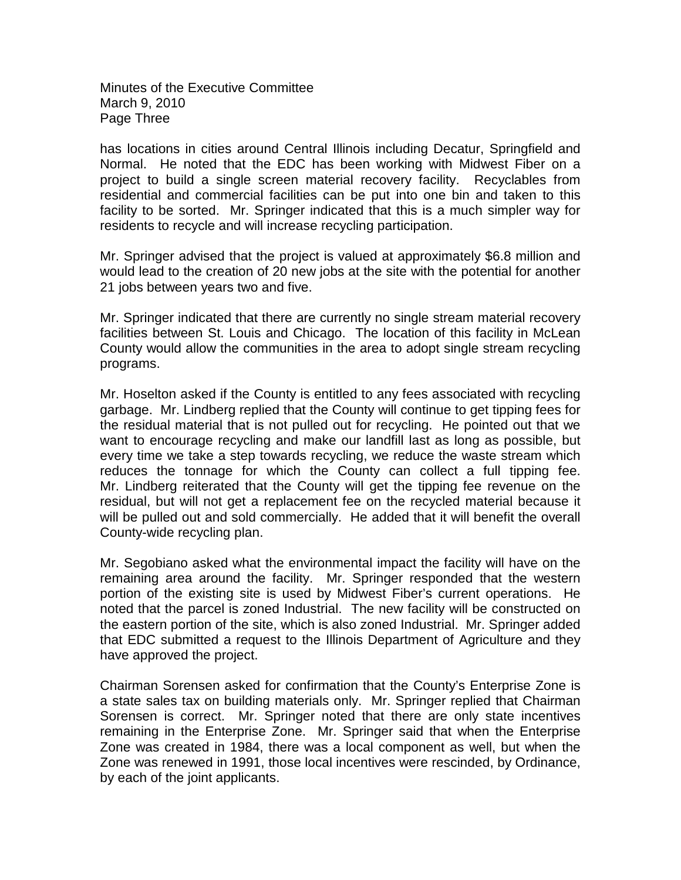has locations in cities around Central Illinois including Decatur, Springfield and Normal. He noted that the EDC has been working with Midwest Fiber on a project to build a single screen material recovery facility. Recyclables from residential and commercial facilities can be put into one bin and taken to this facility to be sorted. Mr. Springer indicated that this is a much simpler way for residents to recycle and will increase recycling participation.

Mr. Springer advised that the project is valued at approximately $6.8 million and would lead to the creation of 20 new jobs at the site with the potential for another 21 jobs between years two and five.

Mr. Springer indicated that there are currently no single stream material recovery facilities between St. Louis and Chicago. The location of this facility in McLean County would allow the communities in the area to adopt single stream recycling programs.

Mr. Hoselton asked if the County is entitled to any fees associated with recycling garbage. Mr. Lindberg replied that the County will continue to get tipping fees for the residual material that is not pulled out for recycling. He pointed out that we want to encourage recycling and make our landfill last as long as possible, but every time we take a step towards recycling, we reduce the waste stream which reduces the tonnage for which the County can collect a full tipping fee. Mr. Lindberg reiterated that the County will get the tipping fee revenue on the residual, but will not get a replacement fee on the recycled material because it will be pulled out and sold commercially. He added that it will benefit the overall County-wide recycling plan.

Mr. Segobiano asked what the environmental impact the facility will have on the remaining area around the facility. Mr. Springer responded that the western portion of the existing site is used by Midwest Fiber's current operations. He noted that the parcel is zoned Industrial. The new facility will be constructed on the eastern portion of the site, which is also zoned Industrial. Mr. Springer added that EDC submitted a request to the Illinois Department of Agriculture and they have approved the project.

Chairman Sorensen asked for confirmation that the County's Enterprise Zone is a state sales tax on building materials only. Mr. Springer replied that Chairman Sorensen is correct. Mr. Springer noted that there are only state incentives remaining in the Enterprise Zone. Mr. Springer said that when the Enterprise Zone was created in 1984, there was a local component as well, but when the Zone was renewed in 1991, those local incentives were rescinded, by Ordinance, by each of the joint applicants.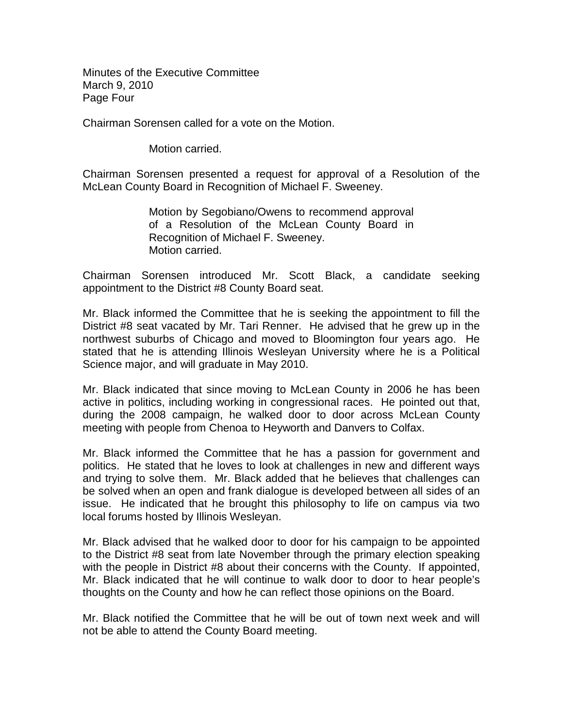Chairman Sorensen called for a vote on the Motion.

> Motion carried.

Chairman Sorensen presented a request for approval of a Resolution of the McLean County Board in Recognition of Michael F. Sweeney.

> Motion by Segobiano/Owens to recommend approval of a Resolution of the McLean County Board in Recognition of Michael F. Sweeney.
> Motion carried.

Chairman Sorensen introduced Mr. Scott Black, a candidate seeking appointment to the District #8 County Board seat.

Mr. Black informed the Committee that he is seeking the appointment to fill the District #8 seat vacated by Mr. Tari Renner. He advised that he grew up in the northwest suburbs of Chicago and moved to Bloomington four years ago. He stated that he is attending Illinois Wesleyan University where he is a Political Science major, and will graduate in May 2010.

Mr. Black indicated that since moving to McLean County in 2006 he has been active in politics, including working in congressional races. He pointed out that, during the 2008 campaign, he walked door to door across McLean County meeting with people from Chenoa to Heyworth and Danvers to Colfax.

Mr. Black informed the Committee that he has a passion for government and politics. He stated that he loves to look at challenges in new and different ways and trying to solve them. Mr. Black added that he believes that challenges can be solved when an open and frank dialogue is developed between all sides of an issue. He indicated that he brought this philosophy to life on campus via two local forums hosted by Illinois Wesleyan.

Mr. Black advised that he walked door to door for his campaign to be appointed to the District #8 seat from late November through the primary election speaking with the people in District #8 about their concerns with the County. If appointed, Mr. Black indicated that he will continue to walk door to door to hear people's thoughts on the County and how he can reflect those opinions on the Board.

Mr. Black notified the Committee that he will be out of town next week and will not be able to attend the County Board meeting.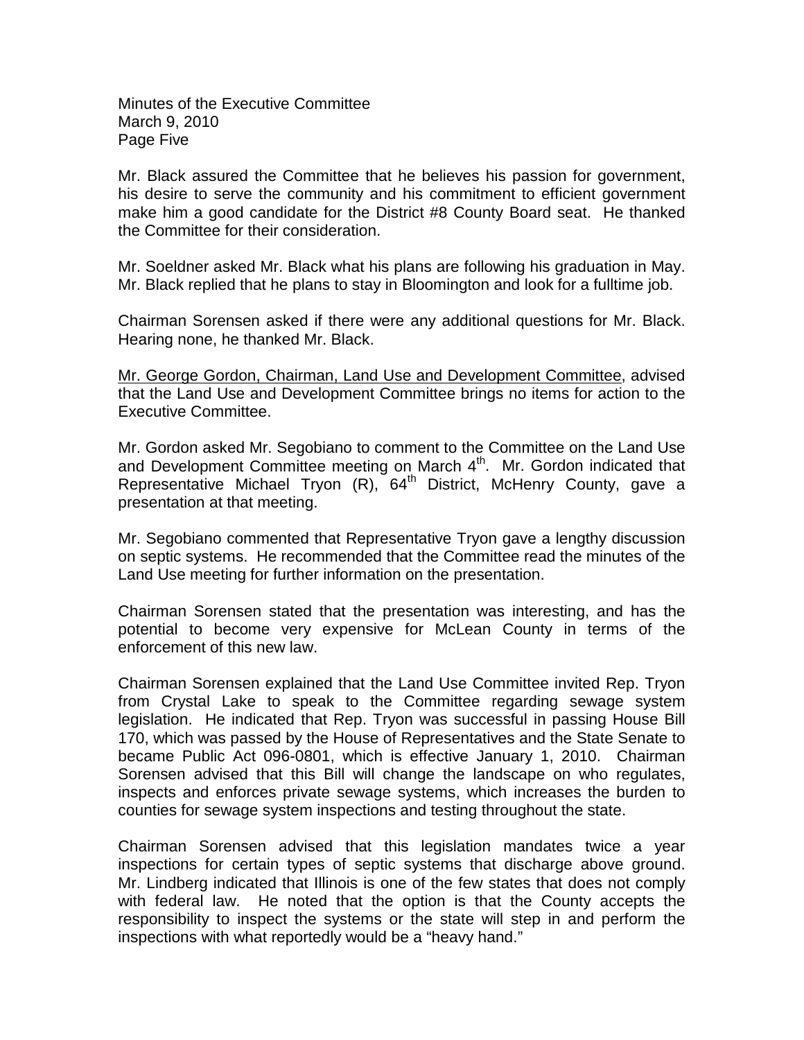Mr. Black assured the Committee that he believes his passion for government, his desire to serve the community and his commitment to efficient government make him a good candidate for the District #8 County Board seat. He thanked the Committee for their consideration.

Mr. Soeldner asked Mr. Black what his plans are following his graduation in May. Mr. Black replied that he plans to stay in Bloomington and look for a fulltime job.

Chairman Sorensen asked if there were any additional questions for Mr. Black. Hearing none, he thanked Mr. Black.

Mr. George Gordon, Chairman, Land Use and Development Committee, advised that the Land Use and Development Committee brings no items for action to the Executive Committee.

Mr. Gordon asked Mr. Segobiano to comment to the Committee on the Land Use and Development Committee meeting on March 4th. Mr. Gordon indicated that Representative Michael Tryon (R), 64th District, McHenry County, gave a presentation at that meeting.

Mr. Segobiano commented that Representative Tryon gave a lengthy discussion on septic systems. He recommended that the Committee read the minutes of the Land Use meeting for further information on the presentation.

Chairman Sorensen stated that the presentation was interesting, and has the potential to become very expensive for McLean County in terms of the enforcement of this new law.

Chairman Sorensen explained that the Land Use Committee invited Rep. Tryon from Crystal Lake to speak to the Committee regarding sewage system legislation. He indicated that Rep. Tryon was successful in passing House Bill 170, which was passed by the House of Representatives and the State Senate to became Public Act 096-0801, which is effective January 1, 2010. Chairman Sorensen advised that this Bill will change the landscape on who regulates, inspects and enforces private sewage systems, which increases the burden to counties for sewage system inspections and testing throughout the state.

Chairman Sorensen advised that this legislation mandates twice a year inspections for certain types of septic systems that discharge above ground. Mr. Lindberg indicated that Illinois is one of the few states that does not comply with federal law. He noted that the option is that the County accepts the responsibility to inspect the systems or the state will step in and perform the inspections with what reportedly would be a "heavy hand."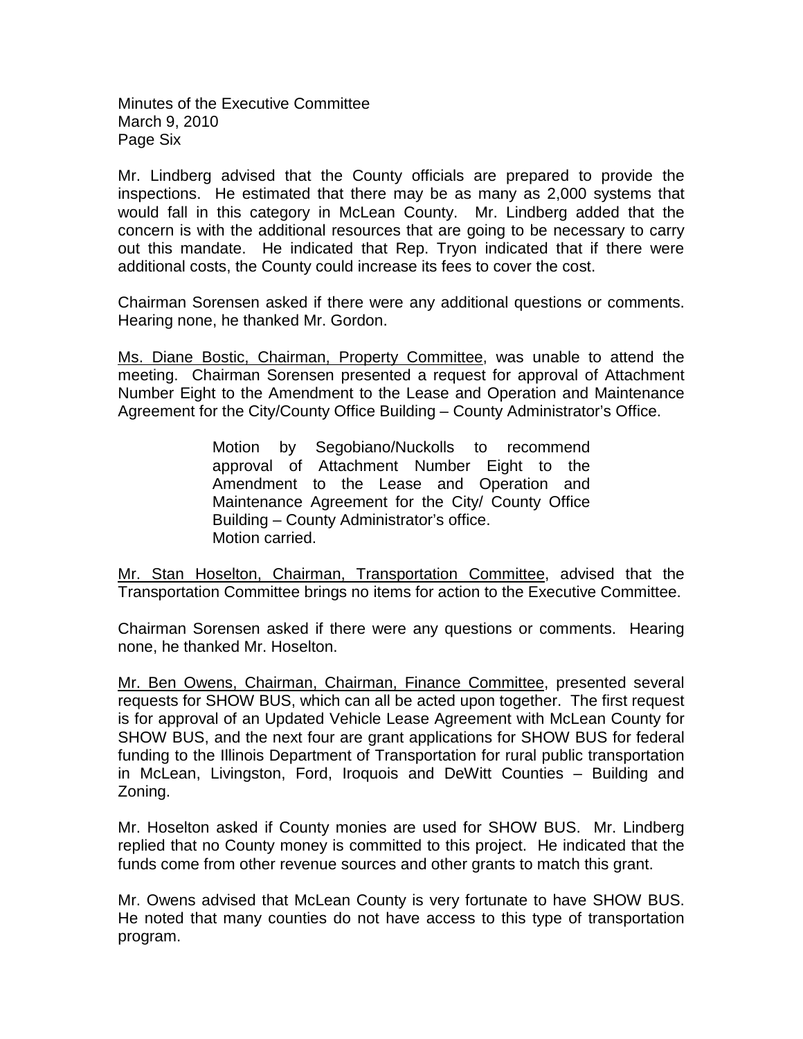Mr. Lindberg advised that the County officials are prepared to provide the inspections. He estimated that there may be as many as 2,000 systems that would fall in this category in McLean County. Mr. Lindberg added that the concern is with the additional resources that are going to be necessary to carry out this mandate. He indicated that Rep. Tryon indicated that if there were additional costs, the County could increase its fees to cover the cost.

Chairman Sorensen asked if there were any additional questions or comments. Hearing none, he thanked Mr. Gordon.

Ms. Diane Bostic, Chairman, Property Committee, was unable to attend the meeting. Chairman Sorensen presented a request for approval of Attachment Number Eight to the Amendment to the Lease and Operation and Maintenance Agreement for the City/County Office Building – County Administrator's Office.

> Motion by Segobiano/Nuckolls to recommend approval of Attachment Number Eight to the Amendment to the Lease and Operation and Maintenance Agreement for the City/ County Office Building – County Administrator's office.
> Motion carried.

Mr. Stan Hoselton, Chairman, Transportation Committee, advised that the Transportation Committee brings no items for action to the Executive Committee.

Chairman Sorensen asked if there were any questions or comments. Hearing none, he thanked Mr. Hoselton.

Mr. Ben Owens, Chairman, Chairman, Finance Committee, presented several requests for SHOW BUS, which can all be acted upon together. The first request is for approval of an Updated Vehicle Lease Agreement with McLean County for SHOW BUS, and the next four are grant applications for SHOW BUS for federal funding to the Illinois Department of Transportation for rural public transportation in McLean, Livingston, Ford, Iroquois and DeWitt Counties – Building and Zoning.

Mr. Hoselton asked if County monies are used for SHOW BUS. Mr. Lindberg replied that no County money is committed to this project. He indicated that the funds come from other revenue sources and other grants to match this grant.

Mr. Owens advised that McLean County is very fortunate to have SHOW BUS. He noted that many counties do not have access to this type of transportation program.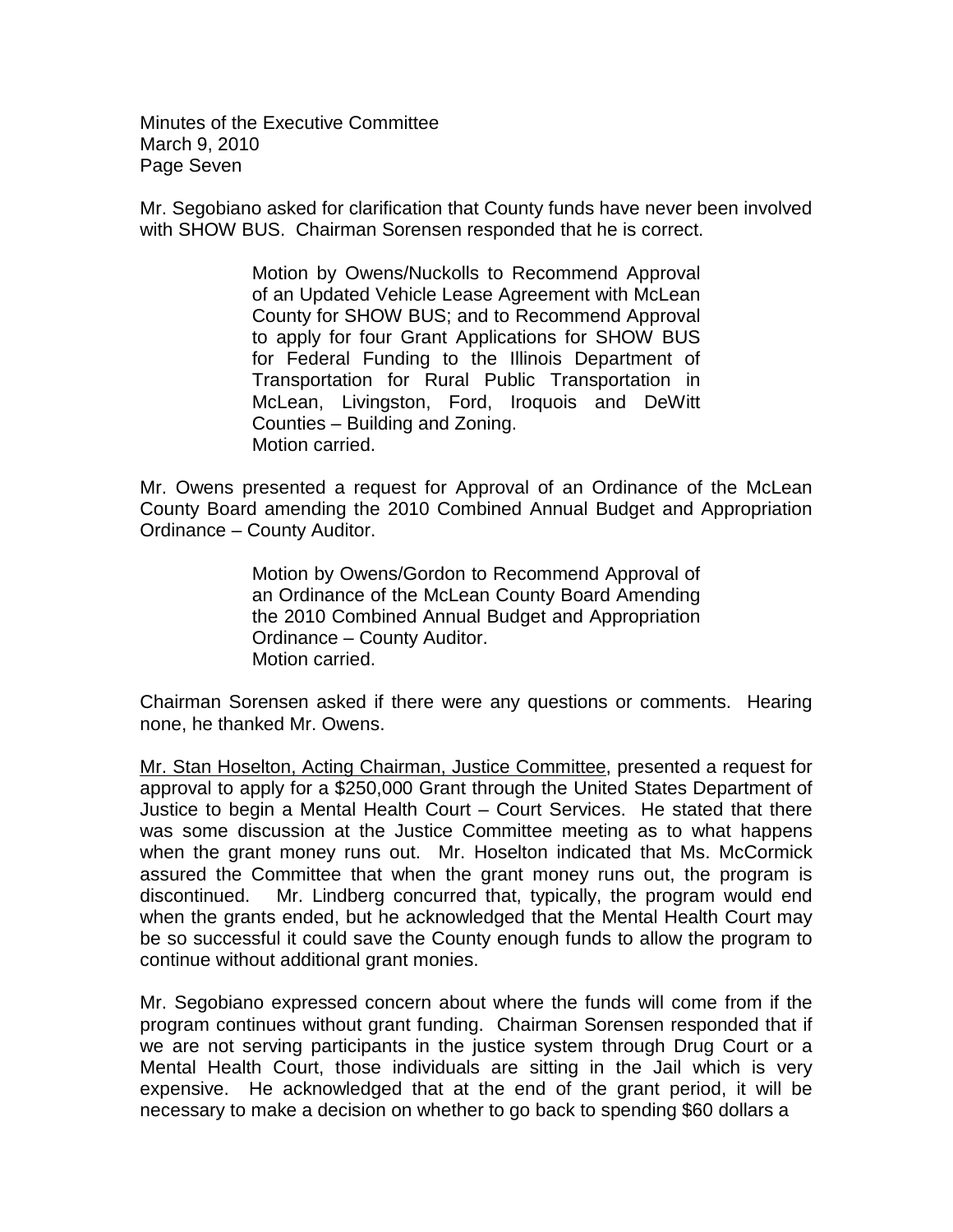Mr. Segobiano asked for clarification that County funds have never been involved with SHOW BUS. Chairman Sorensen responded that he is correct.

> Motion by Owens/Nuckolls to Recommend Approval of an Updated Vehicle Lease Agreement with McLean County for SHOW BUS; and to Recommend Approval to apply for four Grant Applications for SHOW BUS for Federal Funding to the Illinois Department of Transportation for Rural Public Transportation in McLean, Livingston, Ford, Iroquois and DeWitt Counties – Building and Zoning.
> Motion carried.

Mr. Owens presented a request for Approval of an Ordinance of the McLean County Board amending the 2010 Combined Annual Budget and Appropriation Ordinance – County Auditor.

> Motion by Owens/Gordon to Recommend Approval of an Ordinance of the McLean County Board Amending the 2010 Combined Annual Budget and Appropriation Ordinance – County Auditor.
> Motion carried.

Chairman Sorensen asked if there were any questions or comments. Hearing none, he thanked Mr. Owens.

Mr. Stan Hoselton, Acting Chairman, Justice Committee, presented a request for approval to apply for a $250,000 Grant through the United States Department of Justice to begin a Mental Health Court – Court Services. He stated that there was some discussion at the Justice Committee meeting as to what happens when the grant money runs out. Mr. Hoselton indicated that Ms. McCormick assured the Committee that when the grant money runs out, the program is discontinued. Mr. Lindberg concurred that, typically, the program would end when the grants ended, but he acknowledged that the Mental Health Court may be so successful it could save the County enough funds to allow the program to continue without additional grant monies.

Mr. Segobiano expressed concern about where the funds will come from if the program continues without grant funding. Chairman Sorensen responded that if we are not serving participants in the justice system through Drug Court or a Mental Health Court, those individuals are sitting in the Jail which is very expensive. He acknowledged that at the end of the grant period, it will be necessary to make a decision on whether to go back to spending $60 dollars a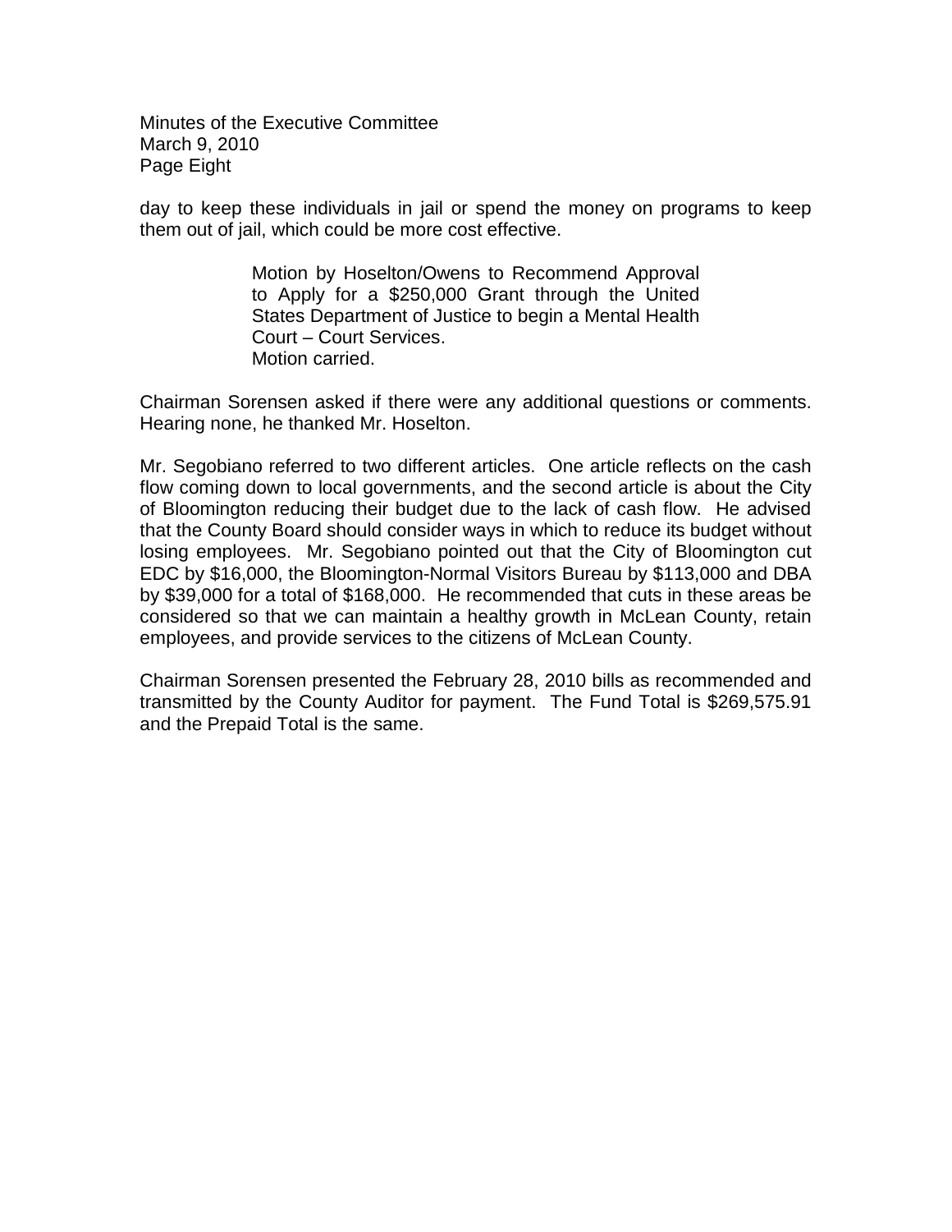day to keep these individuals in jail or spend the money on programs to keep them out of jail, which could be more cost effective.

> Motion by Hoselton/Owens to Recommend Approval to Apply for a $250,000 Grant through the United States Department of Justice to begin a Mental Health Court – Court Services.
> Motion carried.

Chairman Sorensen asked if there were any additional questions or comments. Hearing none, he thanked Mr. Hoselton.

Mr. Segobiano referred to two different articles. One article reflects on the cash flow coming down to local governments, and the second article is about the City of Bloomington reducing their budget due to the lack of cash flow. He advised that the County Board should consider ways in which to reduce its budget without losing employees. Mr. Segobiano pointed out that the City of Bloomington cut EDC by $16,000, the Bloomington-Normal Visitors Bureau by $113,000 and DBA by $39,000 for a total of $168,000. He recommended that cuts in these areas be considered so that we can maintain a healthy growth in McLean County, retain employees, and provide services to the citizens of McLean County.

Chairman Sorensen presented the February 28, 2010 bills as recommended and transmitted by the County Auditor for payment. The Fund Total is $269,575.91 and the Prepaid Total is the same.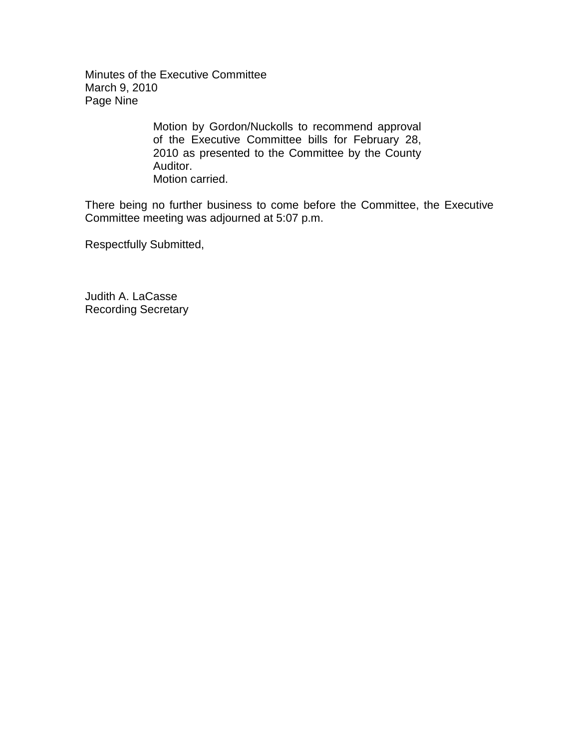> Motion by Gordon/Nuckolls to recommend approval of the Executive Committee bills for February 28, 2010 as presented to the Committee by the County Auditor.
> Motion carried.

There being no further business to come before the Committee, the Executive Committee meeting was adjourned at 5:07 p.m.

Respectfully Submitted,

Judith A. LaCasse
Recording Secretary